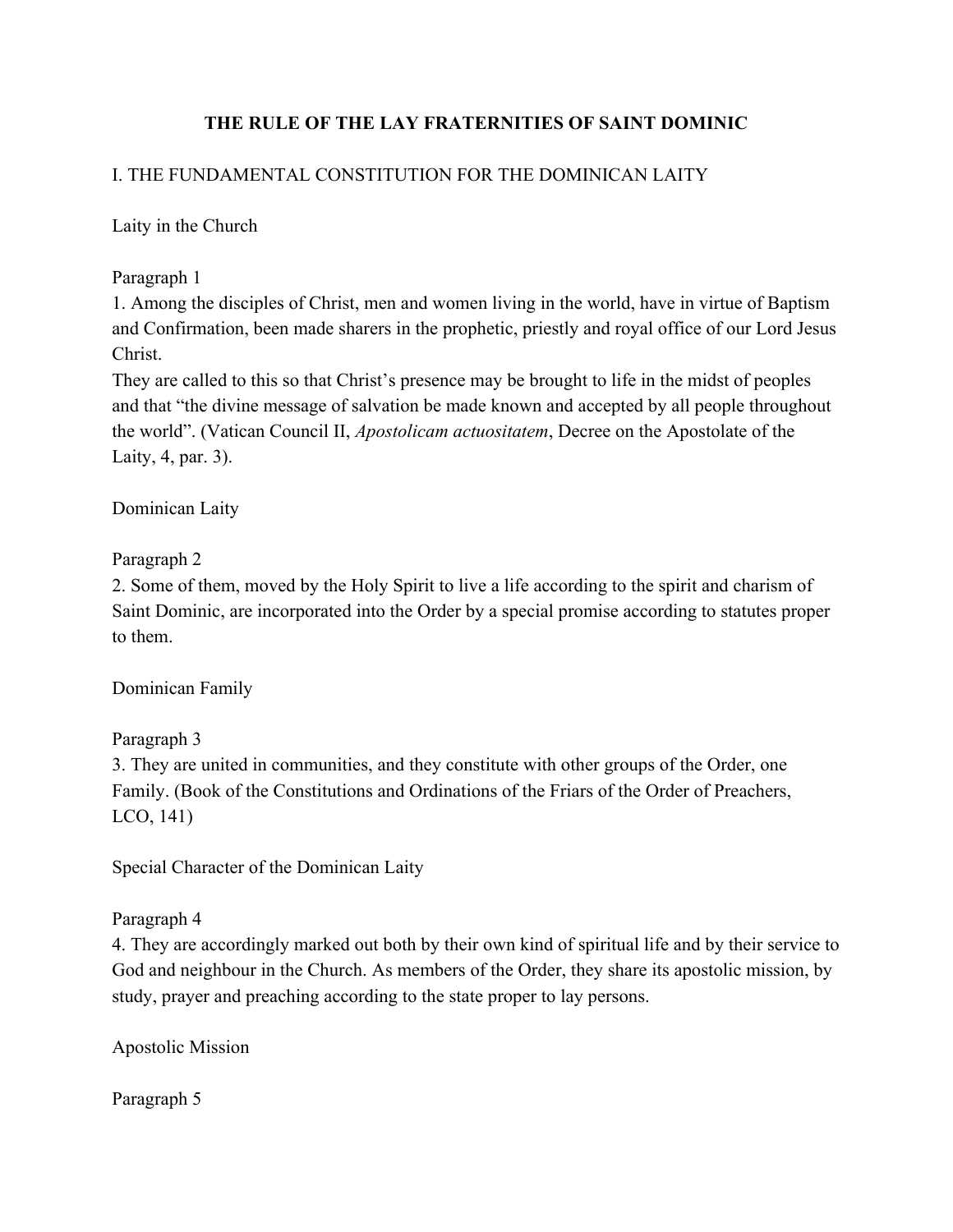# THE RULE OF THE LAY FRATERNITIES OF SAINT DOMINIC

## I. THE FUNDAMENTAL CONSTITUTION FOR THE DOMINICAN LAITY

### Laity in the Church

Paragraph 1

1. Among the disciples of Christ, men and women living in the world, have in virtue of Baptism and Confirmation, been made sharers in the prophetic, priestly and royal office of our Lord Jesus Christ.

They are called to this so that Christ's presence may be brought to life in the midst of peoples and that "the divine message of salvation be made known and accepted by all people throughout the world". (Vatican Council II, *Apostolicam actuositatem*, Decree on the Apostolate of the Laity, 4, par. 3).

### Dominican Laity

Paragraph 2

2. Some of them, moved by the Holy Spirit to live a life according to the spirit and charism of Saint Dominic, are incorporated into the Order by a special promise according to statutes proper to them.

### Dominican Family

Paragraph 3

3. They are united in communities, and they constitute with other groups of the Order, one Family. (Book of the Constitutions and Ordinations of the Friars of the Order of Preachers, LCO, 141)

### Special Character of the Dominican Laity

Paragraph 4

4. They are accordingly marked out both by their own kind of spiritual life and by their service to God and neighbour in the Church. As members of the Order, they share its apostolic mission, by study, prayer and preaching according to the state proper to lay persons.

### Apostolic Mission

Paragraph 5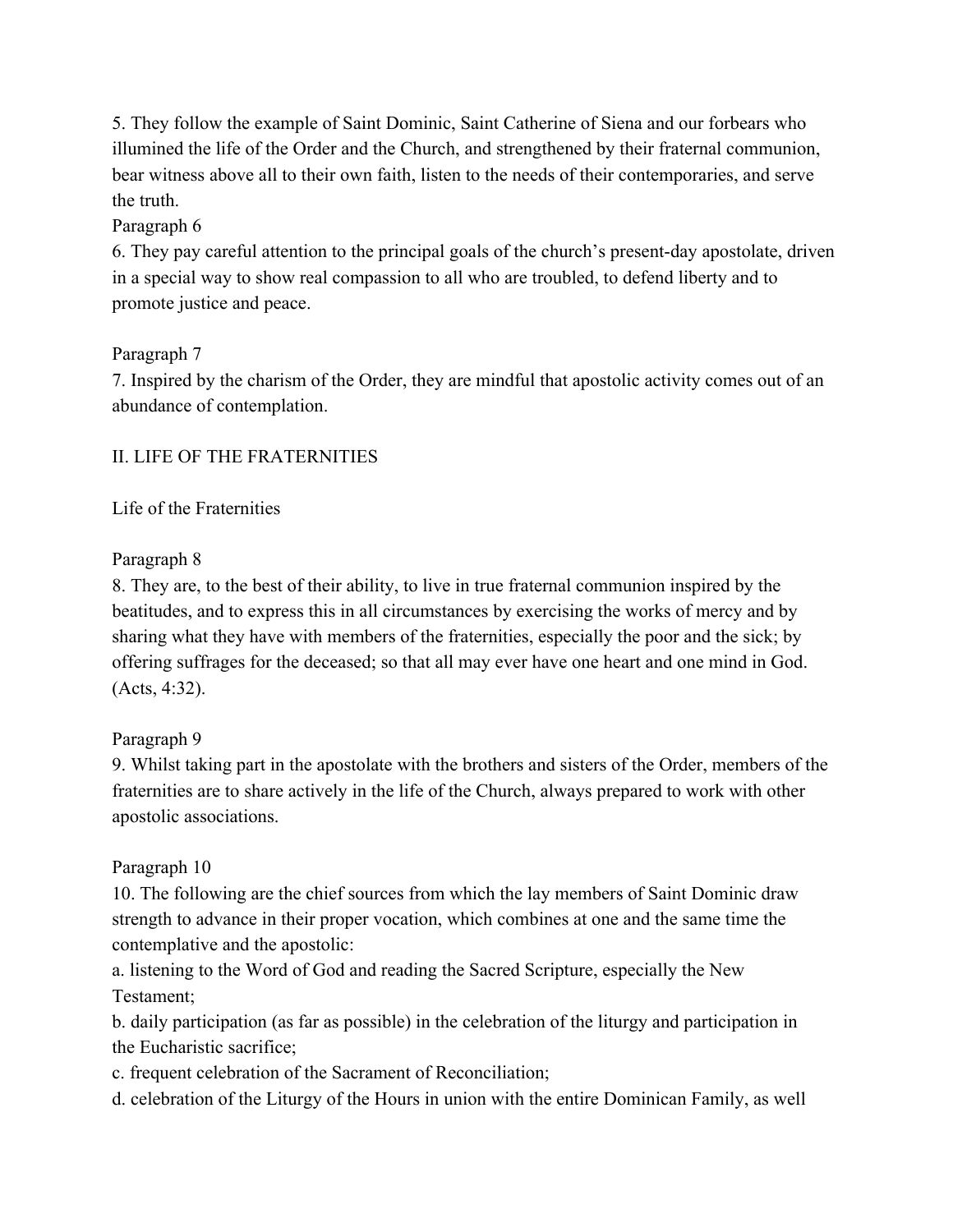5. They follow the example of Saint Dominic, Saint Catherine of Siena and our forbears who illumined the life of the Order and the Church, and strengthened by their fraternal communion, bear witness above all to their own faith, listen to the needs of their contemporaries, and serve the truth.

Paragraph 6

6. They pay careful attention to the principal goals of the church's present-day apostolate, driven in a special way to show real compassion to all who are troubled, to defend liberty and to promote justice and peace.

Paragraph 7

7. Inspired by the charism of the Order, they are mindful that apostolic activity comes out of an abundance of contemplation.

## II. LIFE OF THE FRATERNITIES

Life of the Fraternities

Paragraph 8

8. They are, to the best of their ability, to live in true fraternal communion inspired by the beatitudes, and to express this in all circumstances by exercising the works of mercy and by sharing what they have with members of the fraternities, especially the poor and the sick; by offering suffrages for the deceased; so that all may ever have one heart and one mind in God. (Acts, 4:32).

Paragraph 9

9. Whilst taking part in the apostolate with the brothers and sisters of the Order, members of the fraternities are to share actively in the life of the Church, always prepared to work with other apostolic associations.

Paragraph 10

10. The following are the chief sources from which the lay members of Saint Dominic draw strength to advance in their proper vocation, which combines at one and the same time the contemplative and the apostolic:

a. listening to the Word of God and reading the Sacred Scripture, especially the New Testament;

b. daily participation (as far as possible) in the celebration of the liturgy and participation in the Eucharistic sacrifice;

c. frequent celebration of the Sacrament of Reconciliation;

d. celebration of the Liturgy of the Hours in union with the entire Dominican Family, as well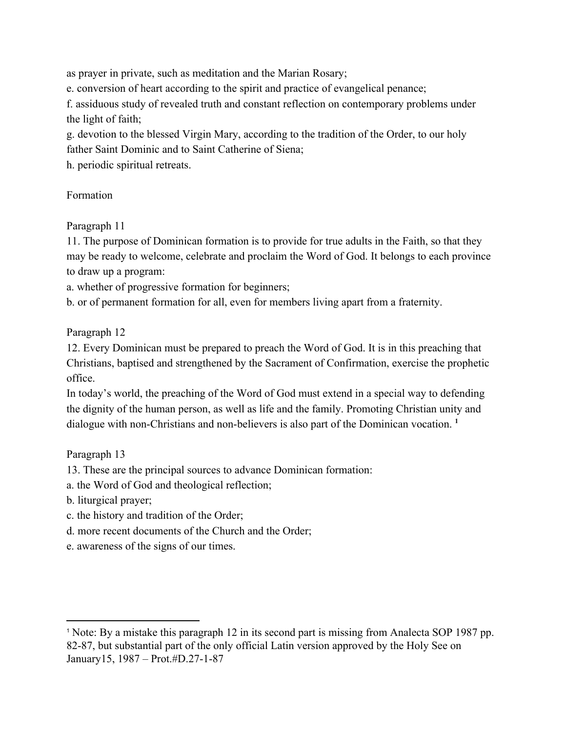as prayer in private, such as meditation and the Marian Rosary;

e. conversion of heart according to the spirit and practice of evangelical penance;

f. assiduous study of revealed truth and constant reflection on contemporary problems under the light of faith;

g. devotion to the blessed Virgin Mary, according to the tradition of the Order, to our holy father Saint Dominic and to Saint Catherine of Siena;

h. periodic spiritual retreats.

## Formation

### Paragraph 11

11. The purpose of Dominican formation is to provide for true adults in the Faith, so that they may be ready to welcome, celebrate and proclaim the Word of God. It belongs to each province to draw up a program:

a. whether of progressive formation for beginners;

b. or of permanent formation for all, even for members living apart from a fraternity.

### Paragraph 12

12. Every Dominican must be prepared to preach the Word of God. It is in this preaching that Christians, baptised and strengthened by the Sacrament of Confirmation, exercise the prophetic office.

In today's world, the preaching of the Word of God must extend in a special way to defending the dignity of the human person, as well as life and the family. Promoting Christian unity and dialogue with non-Christians and non-believers is also part of the Dominican vocation. [1]

### Paragraph 13

13. These are the principal sources to advance Dominican formation:

a. the Word of God and theological reflection;

b. liturgical prayer;

c. the history and tradition of the Order;

d. more recent documents of the Church and the Order;

e. awareness of the signs of our times.

---

[1] Note: By a mistake this paragraph 12 in its second part is missing from Analecta SOP 1987 pp. 82-87, but substantial part of the only official Latin version approved by the Holy See on January15, 1987 – Prot.#D.27-1-87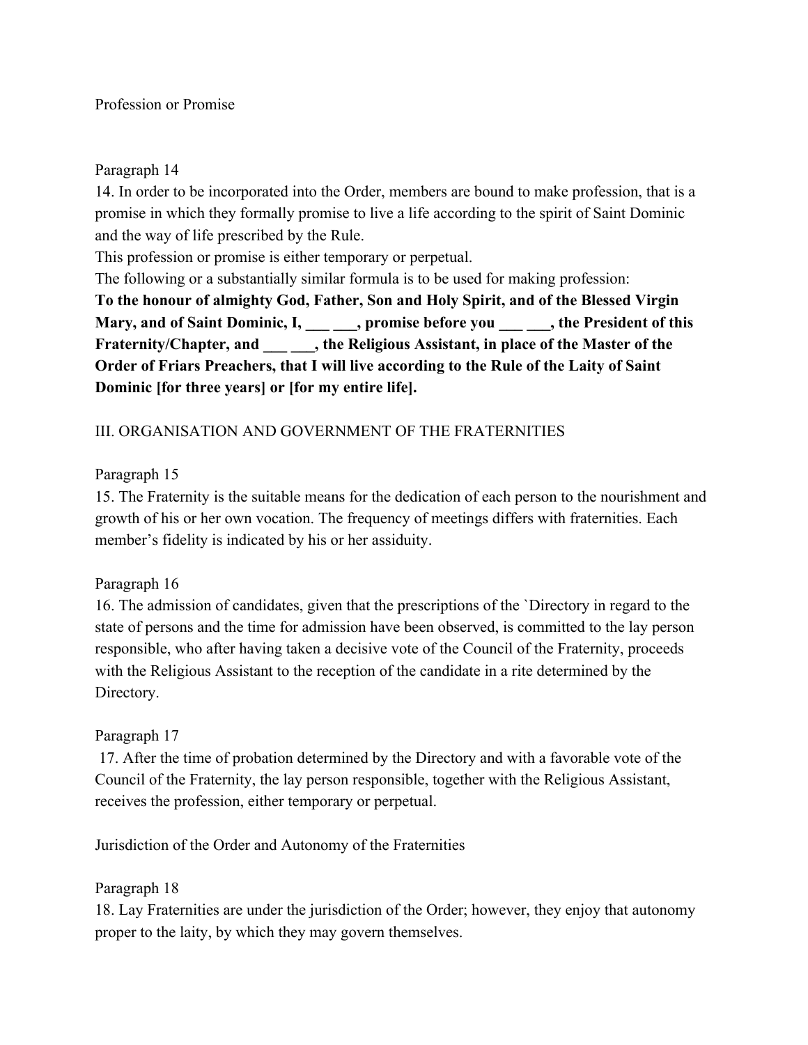Profession or Promise

Paragraph 14

14. In order to be incorporated into the Order, members are bound to make profession, that is a promise in which they formally promise to live a life according to the spirit of Saint Dominic and the way of life prescribed by the Rule.

This profession or promise is either temporary or perpetual.

The following or a substantially similar formula is to be used for making profession:

**To the honour of almighty God, Father, Son and Holy Spirit, and of the Blessed Virgin Mary, and of Saint Dominic, I, ___ ___, promise before you ___ ___, the President of this Fraternity/Chapter, and ___ ___, the Religious Assistant, in place of the Master of the Order of Friars Preachers, that I will live according to the Rule of the Laity of Saint Dominic [for three years] or [for my entire life].**

## III. ORGANISATION AND GOVERNMENT OF THE FRATERNITIES

Paragraph 15

15. The Fraternity is the suitable means for the dedication of each person to the nourishment and growth of his or her own vocation. The frequency of meetings differs with fraternities. Each member's fidelity is indicated by his or her assiduity.

Paragraph 16

16. The admission of candidates, given that the prescriptions of the `Directory in regard to the state of persons and the time for admission have been observed, is committed to the lay person responsible, who after having taken a decisive vote of the Council of the Fraternity, proceeds with the Religious Assistant to the reception of the candidate in a rite determined by the Directory.

Paragraph 17

17. After the time of probation determined by the Directory and with a favorable vote of the Council of the Fraternity, the lay person responsible, together with the Religious Assistant, receives the profession, either temporary or perpetual.

Jurisdiction of the Order and Autonomy of the Fraternities

Paragraph 18

18. Lay Fraternities are under the jurisdiction of the Order; however, they enjoy that autonomy proper to the laity, by which they may govern themselves.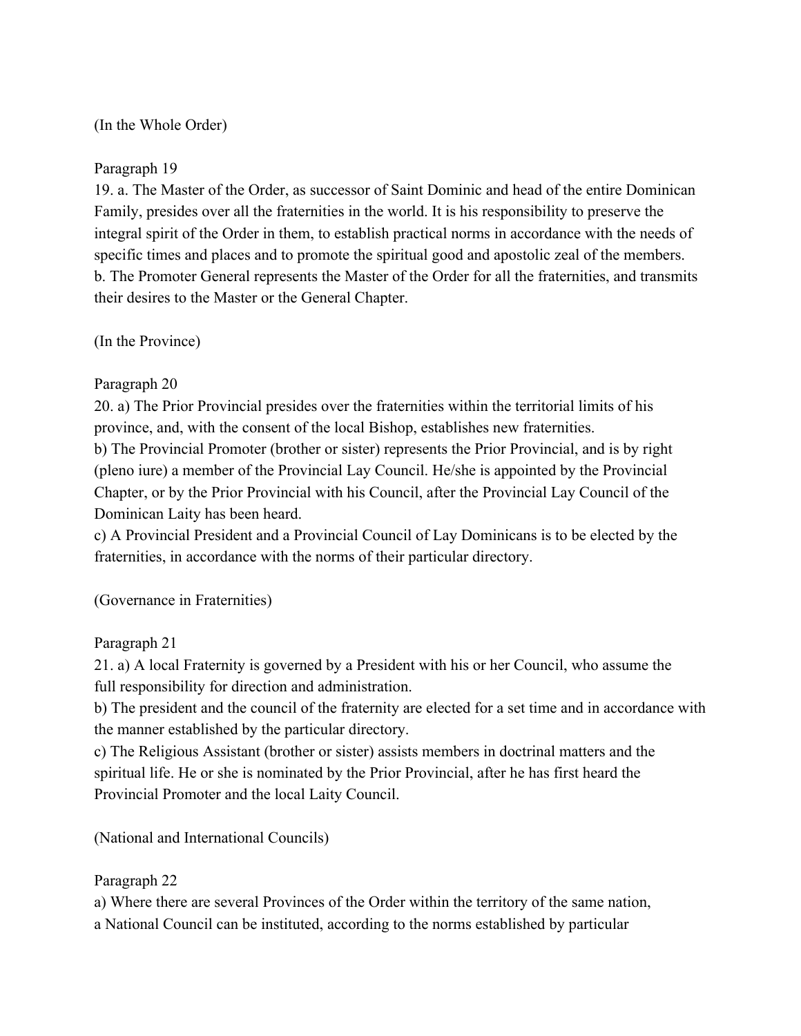(In the Whole Order)

Paragraph 19

19. a. The Master of the Order, as successor of Saint Dominic and head of the entire Dominican Family, presides over all the fraternities in the world. It is his responsibility to preserve the integral spirit of the Order in them, to establish practical norms in accordance with the needs of specific times and places and to promote the spiritual good and apostolic zeal of the members.
b. The Promoter General represents the Master of the Order for all the fraternities, and transmits their desires to the Master or the General Chapter.

(In the Province)

Paragraph 20

20. a) The Prior Provincial presides over the fraternities within the territorial limits of his province, and, with the consent of the local Bishop, establishes new fraternities.
b) The Provincial Promoter (brother or sister) represents the Prior Provincial, and is by right (pleno iure) a member of the Provincial Lay Council. He/she is appointed by the Provincial Chapter, or by the Prior Provincial with his Council, after the Provincial Lay Council of the Dominican Laity has been heard.
c) A Provincial President and a Provincial Council of Lay Dominicans is to be elected by the fraternities, in accordance with the norms of their particular directory.

(Governance in Fraternities)

Paragraph 21

21. a) A local Fraternity is governed by a President with his or her Council, who assume the full responsibility for direction and administration.
b) The president and the council of the fraternity are elected for a set time and in accordance with the manner established by the particular directory.
c) The Religious Assistant (brother or sister) assists members in doctrinal matters and the spiritual life. He or she is nominated by the Prior Provincial, after he has first heard the Provincial Promoter and the local Laity Council.

(National and International Councils)

Paragraph 22

a) Where there are several Provinces of the Order within the territory of the same nation, a National Council can be instituted, according to the norms established by particular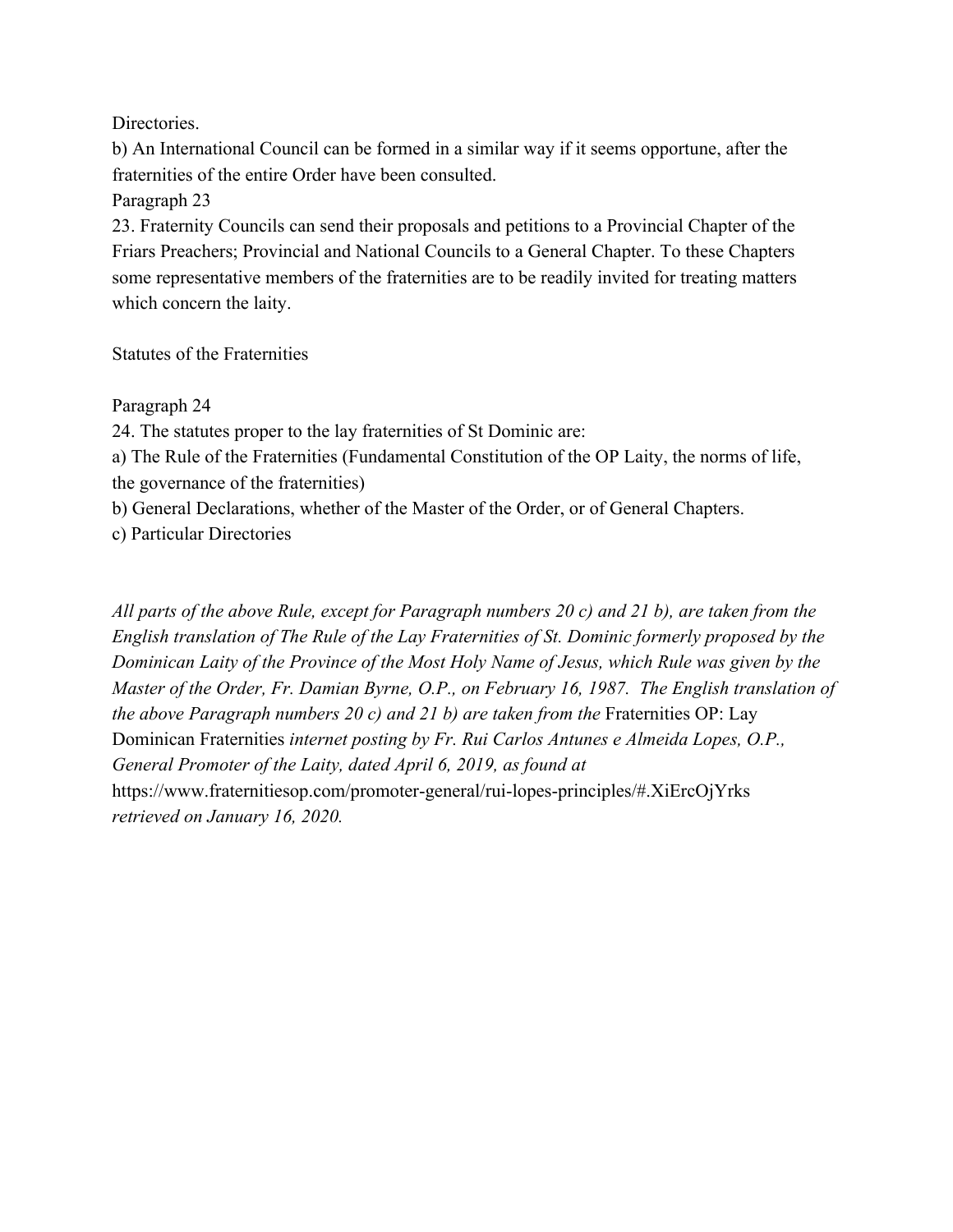Directories.

b) An International Council can be formed in a similar way if it seems opportune, after the fraternities of the entire Order have been consulted.

Paragraph 23

23. Fraternity Councils can send their proposals and petitions to a Provincial Chapter of the Friars Preachers; Provincial and National Councils to a General Chapter. To these Chapters some representative members of the fraternities are to be readily invited for treating matters which concern the laity.

## Statutes of the Fraternities

Paragraph 24

24. The statutes proper to the lay fraternities of St Dominic are:

a) The Rule of the Fraternities (Fundamental Constitution of the OP Laity, the norms of life, the governance of the fraternities)

b) General Declarations, whether of the Master of the Order, or of General Chapters.

c) Particular Directories

*All parts of the above Rule, except for Paragraph numbers 20 c) and 21 b), are taken from the English translation of The Rule of the Lay Fraternities of St. Dominic formerly proposed by the Dominican Laity of the Province of the Most Holy Name of Jesus, which Rule was given by the Master of the Order, Fr. Damian Byrne, O.P., on February 16, 1987. The English translation of the above Paragraph numbers 20 c) and 21 b) are taken from the* Fraternities OP: Lay Dominican Fraternities *internet posting by Fr. Rui Carlos Antunes e Almeida Lopes, O.P., General Promoter of the Laity, dated April 6, 2019, as found at* https://www.fraternitiesop.com/promoter-general/rui-lopes-principles/#.XiErcOjYrks *retrieved on January 16, 2020.*